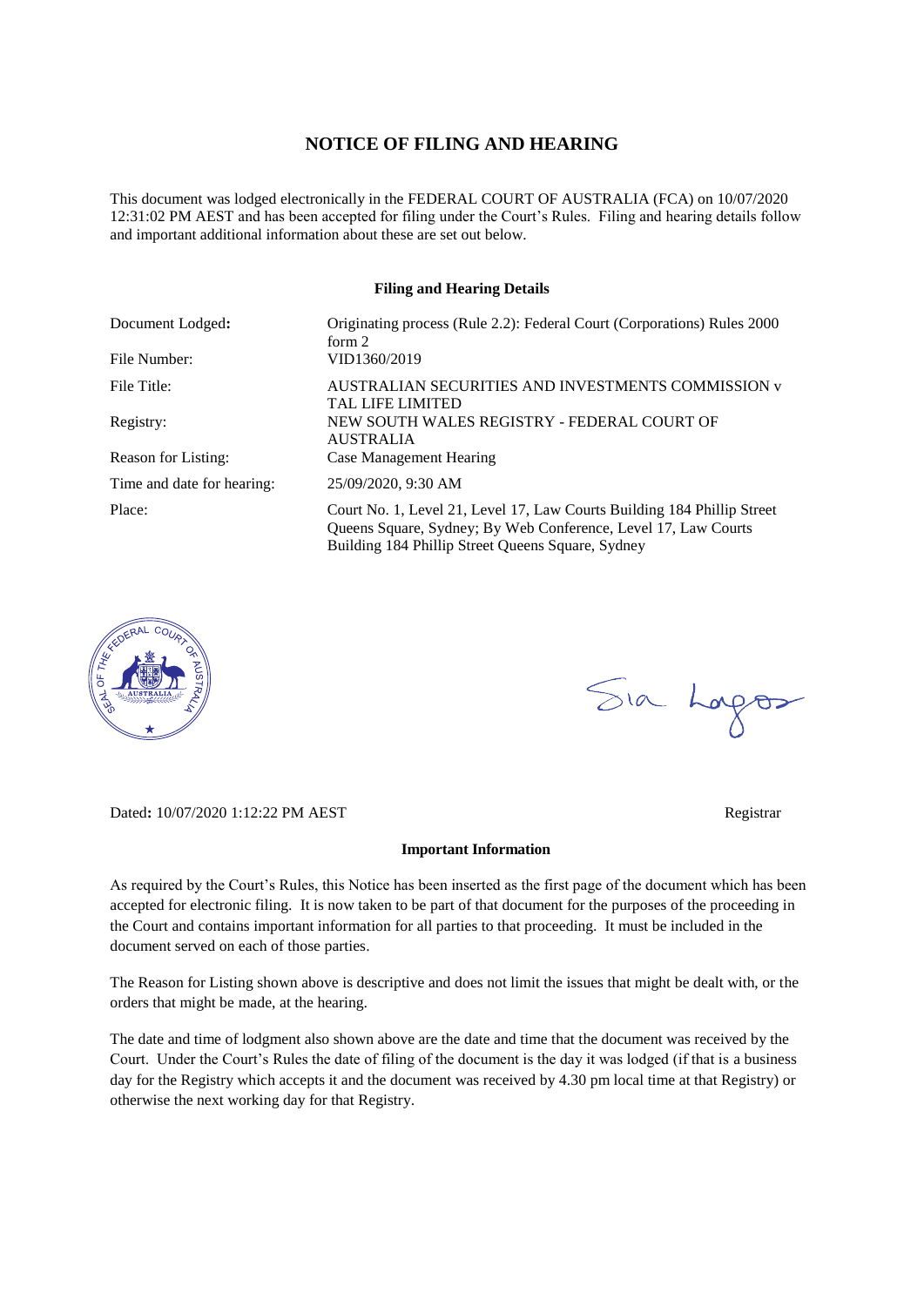# NOTICE OF FILING AND HEARING

This document was lodged electronically in the FEDERAL COURT OF AUSTRALIA (FCA) on 10/07/2020 12:31:02 PM AEST and has been accepted for filing under the Court's Rules. Filing and hearing details follow and important additional information about these are set out below.

### Filing and Hearing Details

| | |
|---|---|
| Document Lodged: | Originating process (Rule 2.2): Federal Court (Corporations) Rules 2000 form 2 |
| File Number: | VID1360/2019 |
| File Title: | AUSTRALIAN SECURITIES AND INVESTMENTS COMMISSION v TAL LIFE LIMITED |
| Registry: | NEW SOUTH WALES REGISTRY - FEDERAL COURT OF AUSTRALIA |
| Reason for Listing: | Case Management Hearing |
| Time and date for hearing: | 25/09/2020, 9:30 AM |
| Place: | Court No. 1, Level 21, Level 17, Law Courts Building 184 Phillip Street Queens Square, Sydney; By Web Conference, Level 17, Law Courts Building 184 Phillip Street Queens Square, Sydney |

Dated: 10/07/2020 1:12:22 PM AEST

Registrar

### Important Information

As required by the Court's Rules, this Notice has been inserted as the first page of the document which has been accepted for electronic filing. It is now taken to be part of that document for the purposes of the proceeding in the Court and contains important information for all parties to that proceeding. It must be included in the document served on each of those parties.

The Reason for Listing shown above is descriptive and does not limit the issues that might be dealt with, or the orders that might be made, at the hearing.

The date and time of lodgment also shown above are the date and time that the document was received by the Court. Under the Court's Rules the date of filing of the document is the day it was lodged (if that is a business day for the Registry which accepts it and the document was received by 4.30 pm local time at that Registry) or otherwise the next working day for that Registry.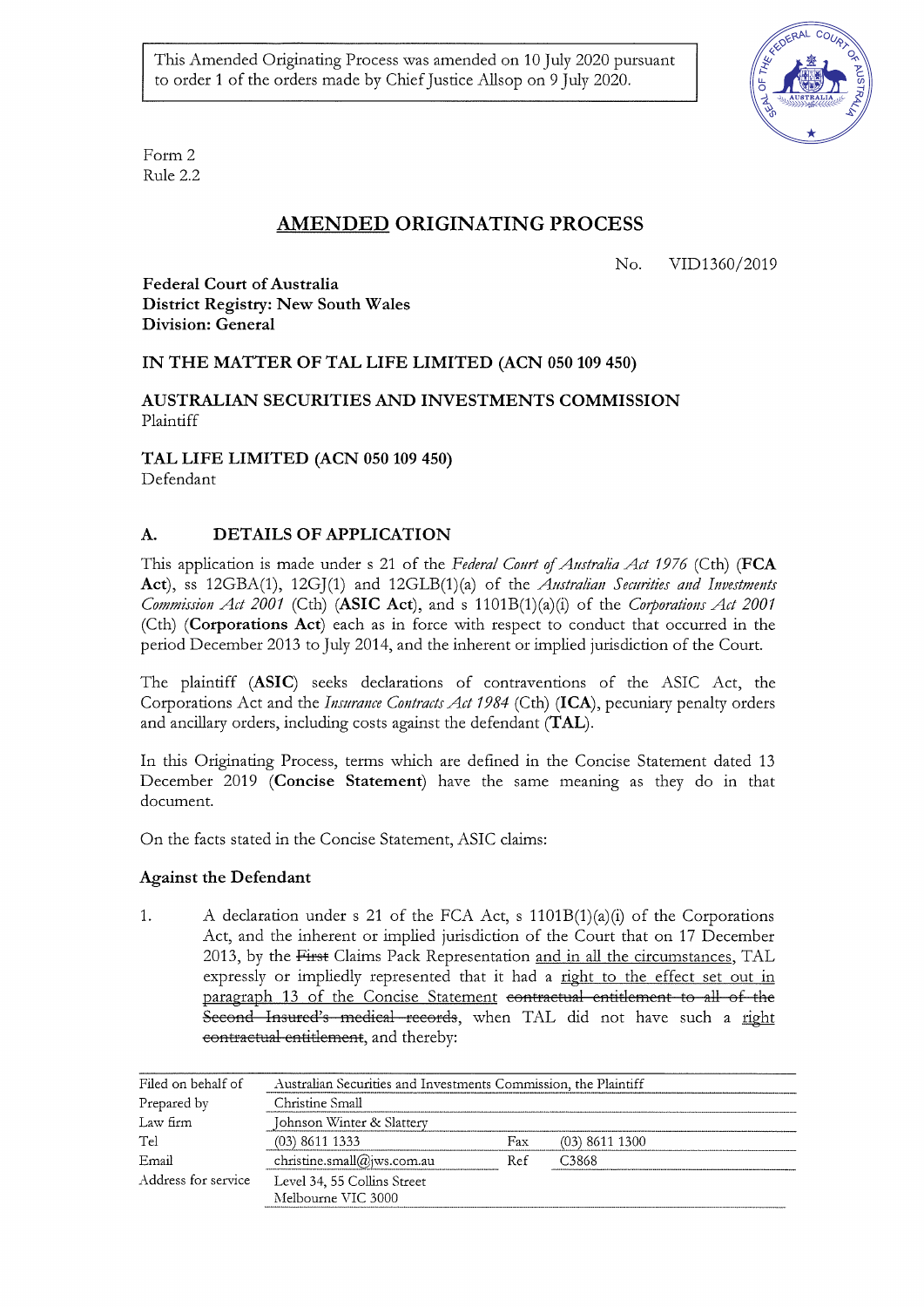This Amended Originating Process was amended on 10 July 2020 pursuant to order 1 of the orders made by Chief Justice Allsop on 9 July 2020.

Form 2
Rule 2.2

# <u>AMENDED</u> ORIGINATING PROCESS

No. VID1360/2019

**Federal Court of Australia**
**District Registry: New South Wales**
**Division: General**

**IN THE MATTER OF TAL LIFE LIMITED (ACN 050 109 450)**

**AUSTRALIAN SECURITIES AND INVESTMENTS COMMISSION**
Plaintiff

**TAL LIFE LIMITED (ACN 050 109 450)**
Defendant

## A. DETAILS OF APPLICATION

This application is made under s 21 of the *Federal Court of Australia Act 1976* (Cth) (**FCA Act**), ss 12GBA(1), 12GJ(1) and 12GLB(1)(a) of the *Australian Securities and Investments Commission Act 2001* (Cth) (**ASIC Act**), and s 1101B(1)(a)(i) of the *Corporations Act 2001* (Cth) (**Corporations Act**) each as in force with respect to conduct that occurred in the period December 2013 to July 2014, and the inherent or implied jurisdiction of the Court.

The plaintiff (**ASIC**) seeks declarations of contraventions of the ASIC Act, the Corporations Act and the *Insurance Contracts Act 1984* (Cth) (**ICA**), pecuniary penalty orders and ancillary orders, including costs against the defendant (**TAL**).

In this Originating Process, terms which are defined in the Concise Statement dated 13 December 2019 (**Concise Statement**) have the same meaning as they do in that document.

On the facts stated in the Concise Statement, ASIC claims:

### Against the Defendant

1. A declaration under s 21 of the FCA Act, s 1101B(1)(a)(i) of the Corporations Act, and the inherent or implied jurisdiction of the Court that on 17 December 2013, by the ~~First~~ Claims Pack Representation <u>and in all the circumstances</u>, TAL expressly or impliedly represented that it had a <u>right to the effect set out in paragraph 13 of the Concise Statement</u> ~~contractual entitlement to all of the Second Insured's medical records~~, when TAL did not have such a <u>right</u> ~~contractual entitlement~~, and thereby:

| | | | |
|---|---|---|---|
| Filed on behalf of | Australian Securities and Investments Commission, the Plaintiff | | |
| Prepared by | Christine Small | | |
| Law firm | Johnson Winter & Slattery | | |
| Tel | (03) 8611 1333 | Fax | (03) 8611 1300 |
| Email | christine.small@jws.com.au | Ref | C3868 |
| Address for service | Level 34, 55 Collins Street<br>Melbourne VIC 3000 | | |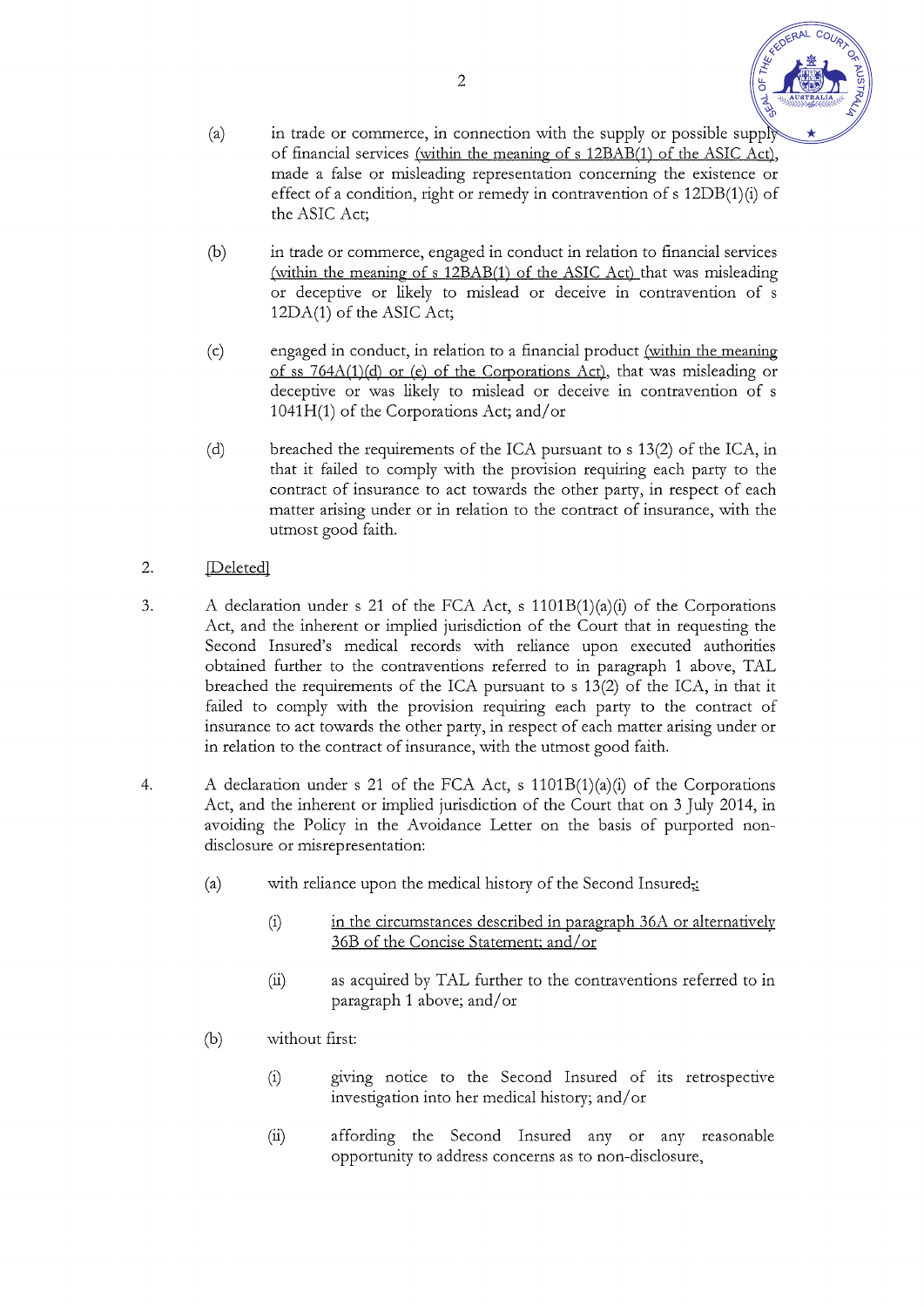(a) in trade or commerce, in connection with the supply or possible supply of financial services (within the meaning of s 12BAB(1) of the ASIC Act), made a false or misleading representation concerning the existence or effect of a condition, right or remedy in contravention of s 12DB(1)(i) of the ASIC Act;

(b) in trade or commerce, engaged in conduct in relation to financial services (within the meaning of s 12BAB(1) of the ASIC Act) that was misleading or deceptive or likely to mislead or deceive in contravention of s 12DA(1) of the ASIC Act;

(c) engaged in conduct, in relation to a financial product (within the meaning of ss 764A(1)(d) or (e) of the Corporations Act), that was misleading or deceptive or was likely to mislead or deceive in contravention of s 1041H(1) of the Corporations Act; and/or

(d) breached the requirements of the ICA pursuant to s 13(2) of the ICA, in that it failed to comply with the provision requiring each party to the contract of insurance to act towards the other party, in respect of each matter arising under or in relation to the contract of insurance, with the utmost good faith.

2. [Deleted]

3. A declaration under s 21 of the FCA Act, s 1101B(1)(a)(i) of the Corporations Act, and the inherent or implied jurisdiction of the Court that in requesting the Second Insured's medical records with reliance upon executed authorities obtained further to the contraventions referred to in paragraph 1 above, TAL breached the requirements of the ICA pursuant to s 13(2) of the ICA, in that it failed to comply with the provision requiring each party to the contract of insurance to act towards the other party, in respect of each matter arising under or in relation to the contract of insurance, with the utmost good faith.

4. A declaration under s 21 of the FCA Act, s 1101B(1)(a)(i) of the Corporations Act, and the inherent or implied jurisdiction of the Court that on 3 July 2014, in avoiding the Policy in the Avoidance Letter on the basis of purported non-disclosure or misrepresentation:

   (a) with reliance upon the medical history of the Second Insured;:

      (i) in the circumstances described in paragraph 36A or alternatively 36B of the Concise Statement; and/or

      (ii) as acquired by TAL further to the contraventions referred to in paragraph 1 above; and/or

   (b) without first:

      (i) giving notice to the Second Insured of its retrospective investigation into her medical history; and/or

      (ii) affording the Second Insured any or any reasonable opportunity to address concerns as to non-disclosure,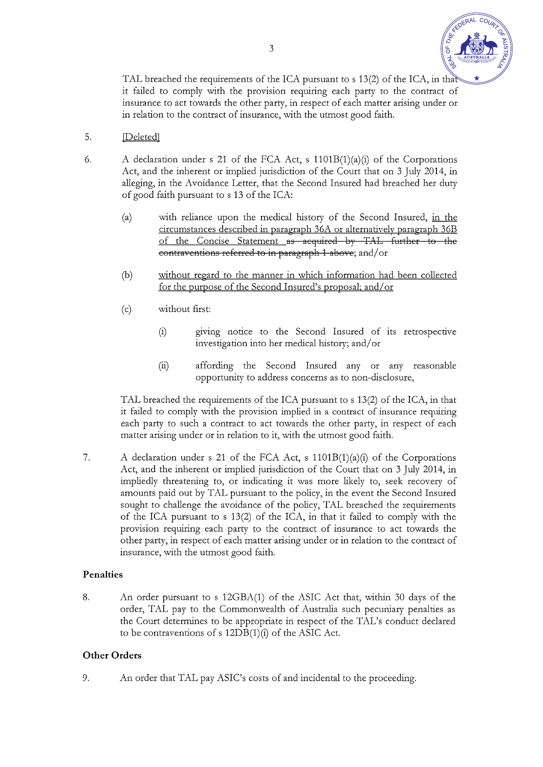TAL breached the requirements of the ICA pursuant to s 13(2) of the ICA, in that it failed to comply with the provision requiring each party to the contract of insurance to act towards the other party, in respect of each matter arising under or in relation to the contract of insurance, with the utmost good faith.

5. [Deleted]

6. A declaration under s 21 of the FCA Act, s 1101B(1)(a)(i) of the Corporations Act, and the inherent or implied jurisdiction of the Court that on 3 July 2014, in alleging, in the Avoidance Letter, that the Second Insured had breached her duty of good faith pursuant to s 13 of the ICA:

   (a) with reliance upon the medical history of the Second Insured, in the circumstances described in paragraph 36A or alternatively paragraph 36B of the Concise Statement ~~as acquired by TAL further to the contraventions referred to in paragraph 1 above~~; and/or

   (b) without regard to the manner in which information had been collected for the purpose of the Second Insured's proposal; and/or

   (c) without first:

      (i) giving notice to the Second Insured of its retrospective investigation into her medical history; and/or

      (ii) affording the Second Insured any or any reasonable opportunity to address concerns as to non-disclosure,

   TAL breached the requirements of the ICA pursuant to s 13(2) of the ICA, in that it failed to comply with the provision implied in a contract of insurance requiring each party to such a contract to act towards the other party, in respect of each matter arising under or in relation to it, with the utmost good faith.

7. A declaration under s 21 of the FCA Act, s 1101B(1)(a)(i) of the Corporations Act, and the inherent or implied jurisdiction of the Court that on 3 July 2014, in impliedly threatening to, or indicating it was more likely to, seek recovery of amounts paid out by TAL pursuant to the policy, in the event the Second Insured sought to challenge the avoidance of the policy, TAL breached the requirements of the ICA pursuant to s 13(2) of the ICA, in that it failed to comply with the provision requiring each party to the contract of insurance to act towards the other party, in respect of each matter arising under or in relation to the contract of insurance, with the utmost good faith.

## Penalties

8. An order pursuant to s 12GBA(1) of the ASIC Act that, within 30 days of the order, TAL pay to the Commonwealth of Australia such pecuniary penalties as the Court determines to be appropriate in respect of the TAL's conduct declared to be contraventions of s 12DB(1)(i) of the ASIC Act.

## Other Orders

9. An order that TAL pay ASIC's costs of and incidental to the proceeding.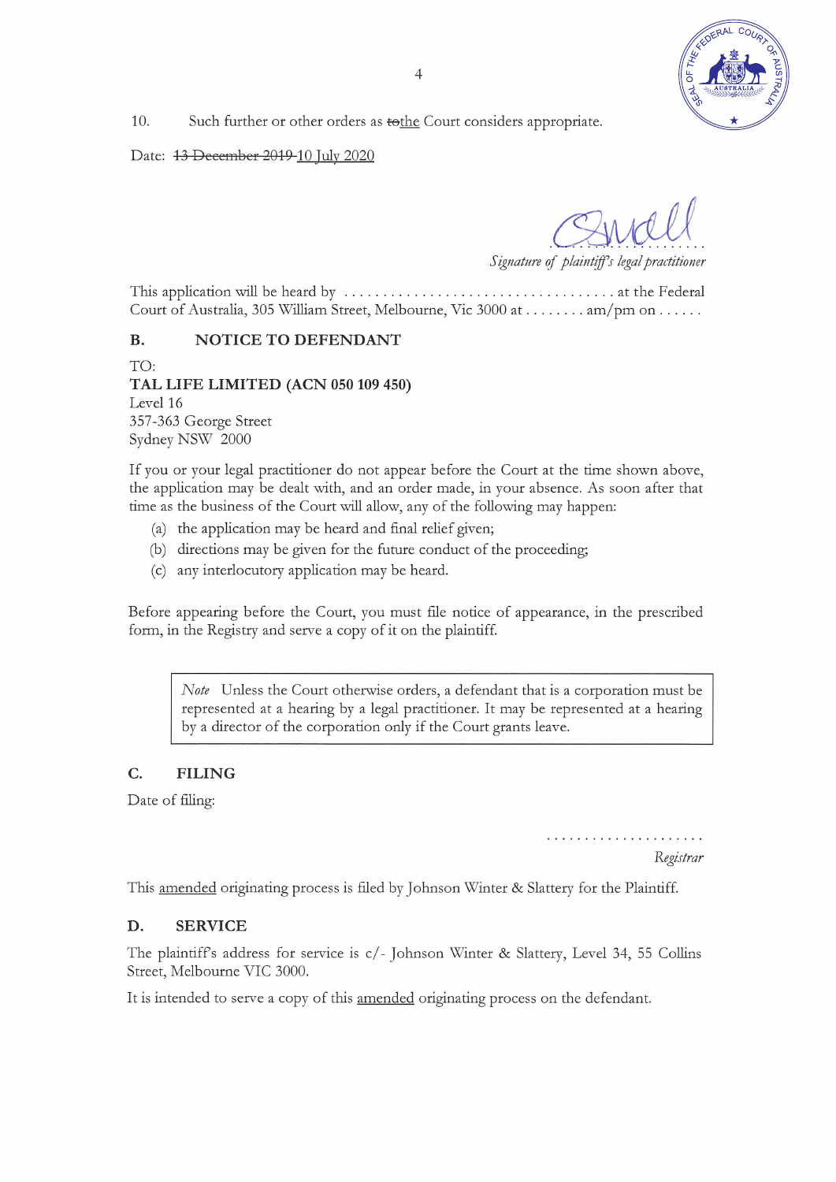10. Such further or other orders as ~~to~~the Court considers appropriate.

Date: ~~13 December 2019~~ 10 July 2020

*Signature of plaintiff's legal practitioner*

This application will be heard by .................................... at the Federal Court of Australia, 305 William Street, Melbourne, Vic 3000 at ........ am/pm on ......

## B. NOTICE TO DEFENDANT

TO:

**TAL LIFE LIMITED (ACN 050 109 450)**
Level 16
357-363 George Street
Sydney NSW 2000

If you or your legal practitioner do not appear before the Court at the time shown above, the application may be dealt with, and an order made, in your absence. As soon after that time as the business of the Court will allow, any of the following may happen:

(a) the application may be heard and final relief given;
(b) directions may be given for the future conduct of the proceeding;
(c) any interlocutory application may be heard.

Before appearing before the Court, you must file notice of appearance, in the prescribed form, in the Registry and serve a copy of it on the plaintiff.

> *Note* Unless the Court otherwise orders, a defendant that is a corporation must be represented at a hearing by a legal practitioner. It may be represented at a hearing by a director of the corporation only if the Court grants leave.

## C. FILING

Date of filing:

......................
*Registrar*

This amended originating process is filed by Johnson Winter & Slattery for the Plaintiff.

## D. SERVICE

The plaintiff's address for service is c/- Johnson Winter & Slattery, Level 34, 55 Collins Street, Melbourne VIC 3000.

It is intended to serve a copy of this amended originating process on the defendant.